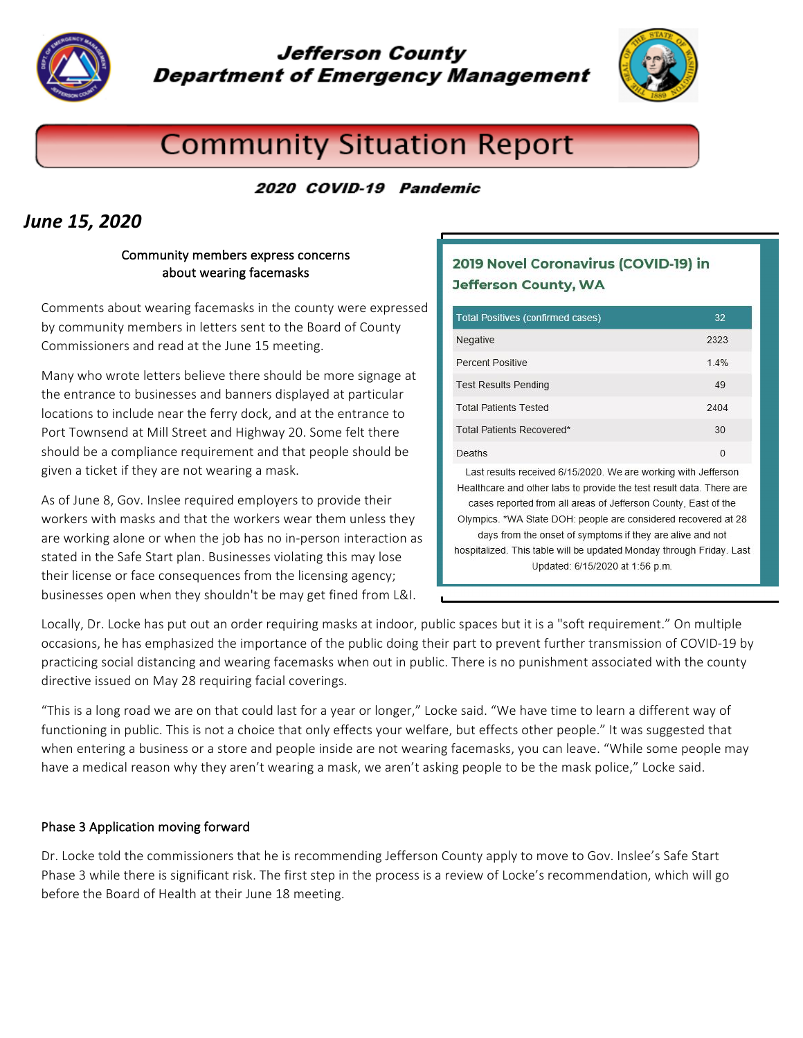# Jefferson County Department of Emergency Management

# Community Situation Report

**2020 COVID-19 Pandemic**

## *June 15, 2020*

### Community members express concerns about wearing facemasks

Comments about wearing facemasks in the county were expressed by community members in letters sent to the Board of County Commissioners and read at the June 15 meeting.

Many who wrote letters believe there should be more signage at the entrance to businesses and banners displayed at particular locations to include near the ferry dock, and at the entrance to Port Townsend at Mill Street and Highway 20. Some felt there should be a compliance requirement and that people should be given a ticket if they are not wearing a mask.

As of June 8, Gov. Inslee required employers to provide their workers with masks and that the workers wear them unless they are working alone or when the job has no in-person interaction as stated in the Safe Start plan. Businesses violating this may lose their license or face consequences from the licensing agency; businesses open when they shouldn't be may get fined from L&I.

**2019 Novel Coronavirus (COVID-19) in Jefferson County, WA**

| Total Positives (confirmed cases) | 32 |
| --- | --- |
| Negative | 2323 |
| Percent Positive | 1.4% |
| Test Results Pending | 49 |
| Total Patients Tested | 2404 |
| Total Patients Recovered* | 30 |
| Deaths | 0 |

Last results received 6/15/2020. We are working with Jefferson Healthcare and other labs to provide the test result data. There are cases reported from all areas of Jefferson County, East of the Olympics. *WA State DOH: people are considered recovered at 28 days from the onset of symptoms if they are alive and not hospitalized. This table will be updated Monday through Friday. Last Updated: 6/15/2020 at 1:56 p.m.

Locally, Dr. Locke has put out an order requiring masks at indoor, public spaces but it is a "soft requirement." On multiple occasions, he has emphasized the importance of the public doing their part to prevent further transmission of COVID-19 by practicing social distancing and wearing facemasks when out in public. There is no punishment associated with the county directive issued on May 28 requiring facial coverings.

"This is a long road we are on that could last for a year or longer," Locke said. "We have time to learn a different way of functioning in public. This is not a choice that only effects your welfare, but effects other people." It was suggested that when entering a business or a store and people inside are not wearing facemasks, you can leave. "While some people may have a medical reason why they aren't wearing a mask, we aren't asking people to be the mask police," Locke said.

### Phase 3 Application moving forward

Dr. Locke told the commissioners that he is recommending Jefferson County apply to move to Gov. Inslee's Safe Start Phase 3 while there is significant risk. The first step in the process is a review of Locke's recommendation, which will go before the Board of Health at their June 18 meeting.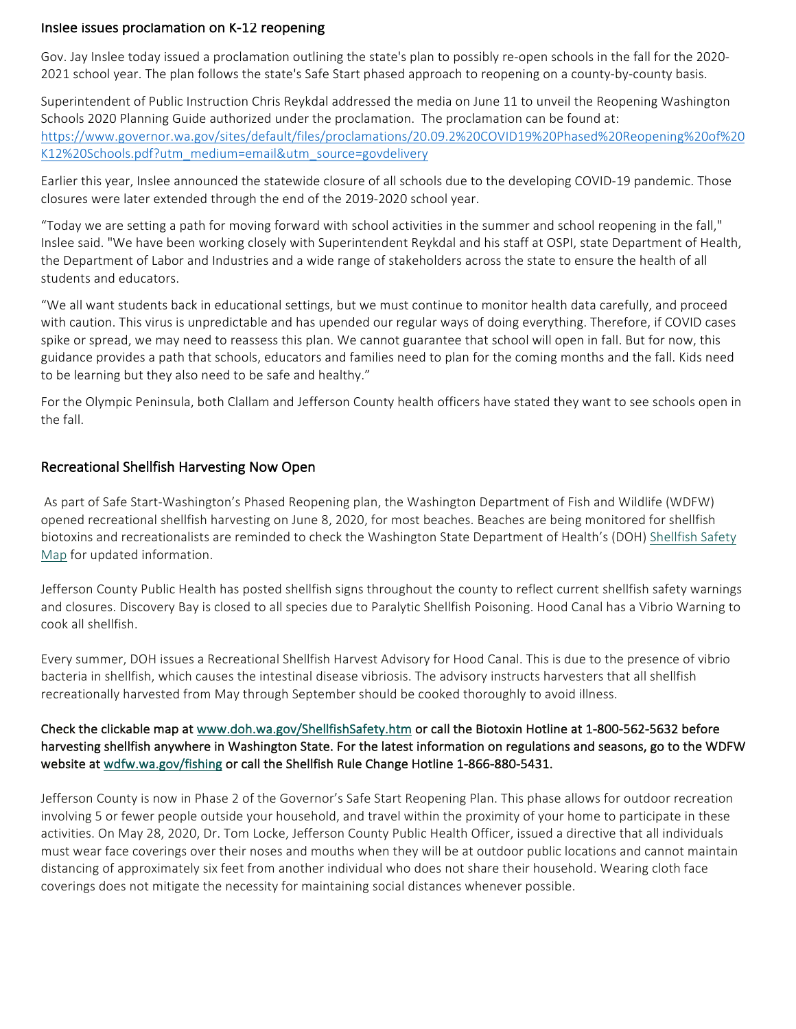## Inslee issues proclamation on K-12 reopening

Gov. Jay Inslee today issued a proclamation outlining the state's plan to possibly re-open schools in the fall for the 2020-2021 school year. The plan follows the state's Safe Start phased approach to reopening on a county-by-county basis.

Superintendent of Public Instruction Chris Reykdal addressed the media on June 11 to unveil the Reopening Washington Schools 2020 Planning Guide authorized under the proclamation. The proclamation can be found at: [https://www.governor.wa.gov/sites/default/files/proclamations/20.09.2%20COVID19%20Phased%20Reopening%20of%20K12%20Schools.pdf?utm_medium=email&utm_source=govdelivery](https://www.governor.wa.gov/sites/default/files/proclamations/20.09.2%20COVID19%20Phased%20Reopening%20of%20K12%20Schools.pdf?utm_medium=email&utm_source=govdelivery)

Earlier this year, Inslee announced the statewide closure of all schools due to the developing COVID-19 pandemic. Those closures were later extended through the end of the 2019-2020 school year.

"Today we are setting a path for moving forward with school activities in the summer and school reopening in the fall," Inslee said. "We have been working closely with Superintendent Reykdal and his staff at OSPI, state Department of Health, the Department of Labor and Industries and a wide range of stakeholders across the state to ensure the health of all students and educators.

"We all want students back in educational settings, but we must continue to monitor health data carefully, and proceed with caution. This virus is unpredictable and has upended our regular ways of doing everything. Therefore, if COVID cases spike or spread, we may need to reassess this plan. We cannot guarantee that school will open in fall. But for now, this guidance provides a path that schools, educators and families need to plan for the coming months and the fall. Kids need to be learning but they also need to be safe and healthy."

For the Olympic Peninsula, both Clallam and Jefferson County health officers have stated they want to see schools open in the fall.

## Recreational Shellfish Harvesting Now Open

As part of Safe Start-Washington's Phased Reopening plan, the Washington Department of Fish and Wildlife (WDFW) opened recreational shellfish harvesting on June 8, 2020, for most beaches. Beaches are being monitored for shellfish biotoxins and recreationalists are reminded to check the Washington State Department of Health's (DOH) Shellfish Safety Map for updated information.

Jefferson County Public Health has posted shellfish signs throughout the county to reflect current shellfish safety warnings and closures. Discovery Bay is closed to all species due to Paralytic Shellfish Poisoning. Hood Canal has a Vibrio Warning to cook all shellfish.

Every summer, DOH issues a Recreational Shellfish Harvest Advisory for Hood Canal. This is due to the presence of vibrio bacteria in shellfish, which causes the intestinal disease vibriosis. The advisory instructs harvesters that all shellfish recreationally harvested from May through September should be cooked thoroughly to avoid illness.

**Check the clickable map at [www.doh.wa.gov/ShellfishSafety.htm](http://www.doh.wa.gov/ShellfishSafety.htm) or call the Biotoxin Hotline at 1-800-562-5632 before harvesting shellfish anywhere in Washington State. For the latest information on regulations and seasons, go to the WDFW website at [wdfw.wa.gov/fishing](http://wdfw.wa.gov/fishing) or call the Shellfish Rule Change Hotline 1-866-880-5431.**

Jefferson County is now in Phase 2 of the Governor's Safe Start Reopening Plan. This phase allows for outdoor recreation involving 5 or fewer people outside your household, and travel within the proximity of your home to participate in these activities. On May 28, 2020, Dr. Tom Locke, Jefferson County Public Health Officer, issued a directive that all individuals must wear face coverings over their noses and mouths when they will be at outdoor public locations and cannot maintain distancing of approximately six feet from another individual who does not share their household. Wearing cloth face coverings does not mitigate the necessity for maintaining social distances whenever possible.